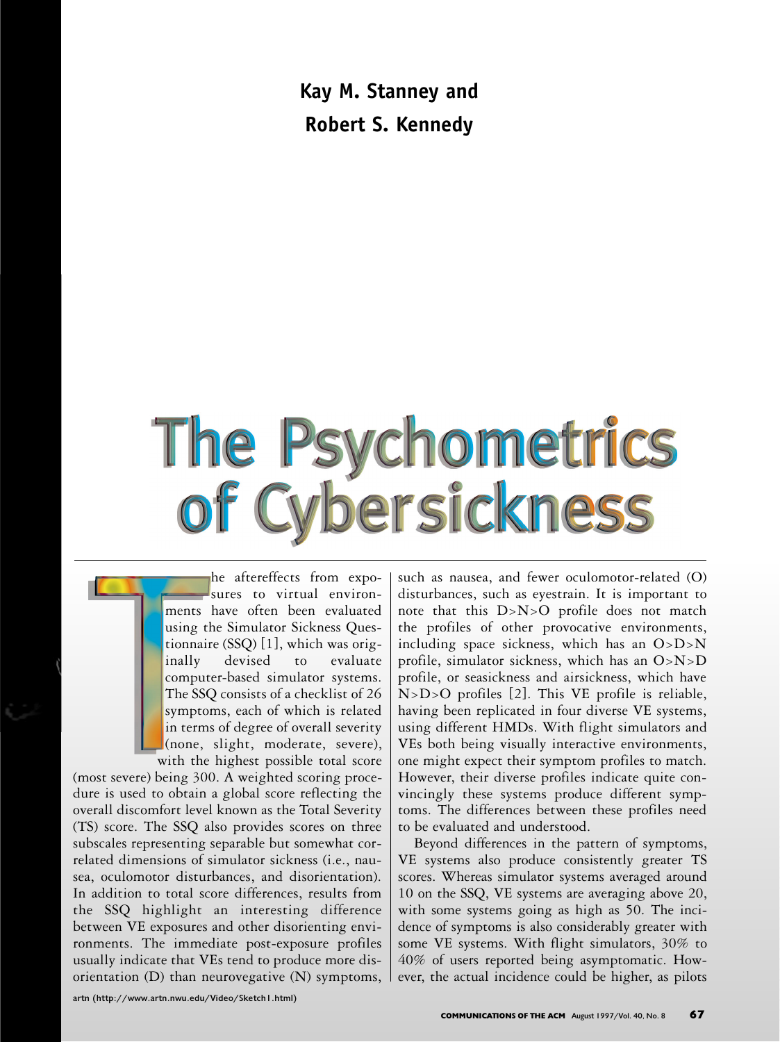**Kay M. Stanney and Robert S. Kennedy**

# The Psychometrics of Cybersickness

The aftereffects from exposures to virtual environments have often been evaluated using the Simulator Sickness Questionnaire (SSQ) [1], which was originally devised to evaluate computer-based simulator systems. The SSQ consists of a checklist of 26 symptoms, each of which is related in terms of degree of overall severity (none, slight, moderate, severe), with the highest possible total score (most severe) being 300. A weighted scoring procedure is used to obtain a global score reflecting the overall discomfort level known as the Total Severity (TS) score. The SSQ also provides scores on three subscales representing separable but somewhat correlated dimensions of simulator sickness (i.e., nausea, oculomotor disturbances, and disorientation). In addition to total score differences, results from the SSQ highlight an interesting difference between VE exposures and other disorienting environments. The immediate post-exposure profiles usually indicate that VEs tend to produce more disorientation (D) than neurovegative (N) symptoms, such as nausea, and fewer oculomotor-related (O) disturbances, such as eyestrain. It is important to note that this D>N>O profile does not match the profiles of other provocative environments, including space sickness, which has an O>D>N profile, simulator sickness, which has an O>N>D profile, or seasickness and airsickness, which have N>D>O profiles [2]. This VE profile is reliable, having been replicated in four diverse VE systems, using different HMDs. With flight simulators and VEs both being visually interactive environments, one might expect their symptom profiles to match. However, their diverse profiles indicate quite convincingly these systems produce different symptoms. The differences between these profiles need to be evaluated and understood.

Beyond differences in the pattern of symptoms, VE systems also produce consistently greater TS scores. Whereas simulator systems averaged around 10 on the SSQ, VE systems are averaging above 20, with some systems going as high as 50. The incidence of symptoms is also considerably greater with some VE systems. With flight simulators, 30% to 40% of users reported being asymptomatic. However, the actual incidence could be higher, as pilots

artn (http://www.artn.nwu.edu/Video/Sketch1.html)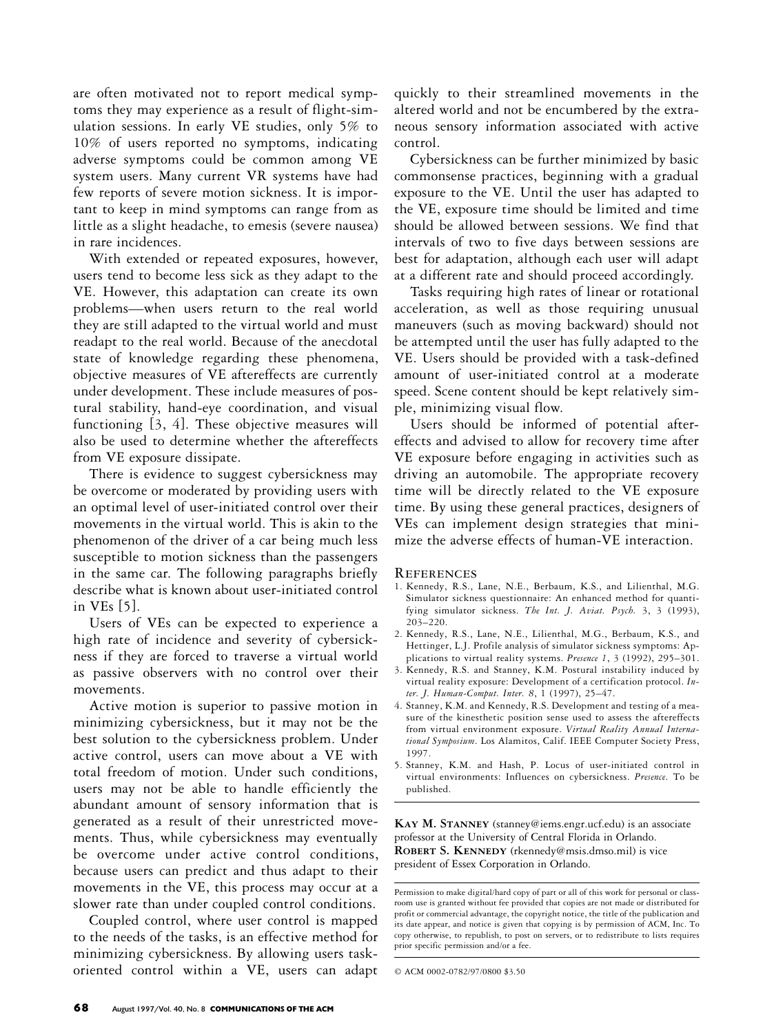are often motivated not to report medical symptoms they may experience as a result of flight-simulation sessions. In early VE studies, only 5% to 10% of users reported no symptoms, indicating adverse symptoms could be common among VE system users. Many current VR systems have had few reports of severe motion sickness. It is important to keep in mind symptoms can range from as little as a slight headache, to emesis (severe nausea) in rare incidences.

With extended or repeated exposures, however, users tend to become less sick as they adapt to the VE. However, this adaptation can create its own problems—when users return to the real world they are still adapted to the virtual world and must readapt to the real world. Because of the anecdotal state of knowledge regarding these phenomena, objective measures of VE aftereffects are currently under development. These include measures of postural stability, hand-eye coordination, and visual functioning [3, 4]. These objective measures will also be used to determine whether the aftereffects from VE exposure dissipate.

There is evidence to suggest cybersickness may be overcome or moderated by providing users with an optimal level of user-initiated control over their movements in the virtual world. This is akin to the phenomenon of the driver of a car being much less susceptible to motion sickness than the passengers in the same car. The following paragraphs briefly describe what is known about user-initiated control in VEs [5].

Users of VEs can be expected to experience a high rate of incidence and severity of cybersickness if they are forced to traverse a virtual world as passive observers with no control over their movements.

Active motion is superior to passive motion in minimizing cybersickness, but it may not be the best solution to the cybersickness problem. Under active control, users can move about a VE with total freedom of motion. Under such conditions, users may not be able to handle efficiently the abundant amount of sensory information that is generated as a result of their unrestricted movements. Thus, while cybersickness may eventually be overcome under active control conditions, because users can predict and thus adapt to their movements in the VE, this process may occur at a slower rate than under coupled control conditions.

Coupled control, where user control is mapped to the needs of the tasks, is an effective method for minimizing cybersickness. By allowing users task-oriented control within a VE, users can adapt quickly to their streamlined movements in the altered world and not be encumbered by the extraneous sensory information associated with active control.

Cybersickness can be further minimized by basic commonsense practices, beginning with a gradual exposure to the VE. Until the user has adapted to the VE, exposure time should be limited and time should be allowed between sessions. We find that intervals of two to five days between sessions are best for adaptation, although each user will adapt at a different rate and should proceed accordingly.

Tasks requiring high rates of linear or rotational acceleration, as well as those requiring unusual maneuvers (such as moving backward) should not be attempted until the user has fully adapted to the VE. Users should be provided with a task-defined amount of user-initiated control at a moderate speed. Scene content should be kept relatively simple, minimizing visual flow.

Users should be informed of potential aftereffects and advised to allow for recovery time after VE exposure before engaging in activities such as driving an automobile. The appropriate recovery time will be directly related to the VE exposure time. By using these general practices, designers of VEs can implement design strategies that minimize the adverse effects of human-VE interaction.

## References

1. Kennedy, R.S., Lane, N.E., Berbaum, K.S., and Lilienthal, M.G. Simulator sickness questionnaire: An enhanced method for quantifying simulator sickness. *The Int. J. Aviat. Psych.* 3, 3 (1993), 203–220.
2. Kennedy, R.S., Lane, N.E., Lilienthal, M.G., Berbaum, K.S., and Hettinger, L.J. Profile analysis of simulator sickness symptoms: Applications to virtual reality systems. *Presence 1*, 3 (1992), 295–301.
3. Kennedy, R.S. and Stanney, K.M. Postural instability induced by virtual reality exposure: Development of a certification protocol. *Inter. J. Human-Comput. Inter. 8*, 1 (1997), 25–47.
4. Stanney, K.M. and Kennedy, R.S. Development and testing of a measure of the kinesthetic position sense used to assess the aftereffects from virtual environment exposure. *Virtual Reality Annual International Symposium*. Los Alamitos, Calif. IEEE Computer Society Press, 1997.
5. Stanney, K.M. and Hash, P. Locus of user-initiated control in virtual environments: Influences on cybersickness. *Presence.* To be published.

**Kay M. Stanney** (stanney@iems.engr.ucf.edu) is an associate professor at the University of Central Florida in Orlando.
**Robert S. Kennedy** (rkennedy@msis.dmso.mil) is vice president of Essex Corporation in Orlando.

Permission to make digital/hard copy of part or all of this work for personal or classroom use is granted without fee provided that copies are not made or distributed for profit or commercial advantage, the copyright notice, the title of the publication and its date appear, and notice is given that copying is by permission of ACM, Inc. To copy otherwise, to republish, to post on servers, or to redistribute to lists requires prior specific permission and/or a fee.

© ACM 0002-0782/97/0800 $3.50